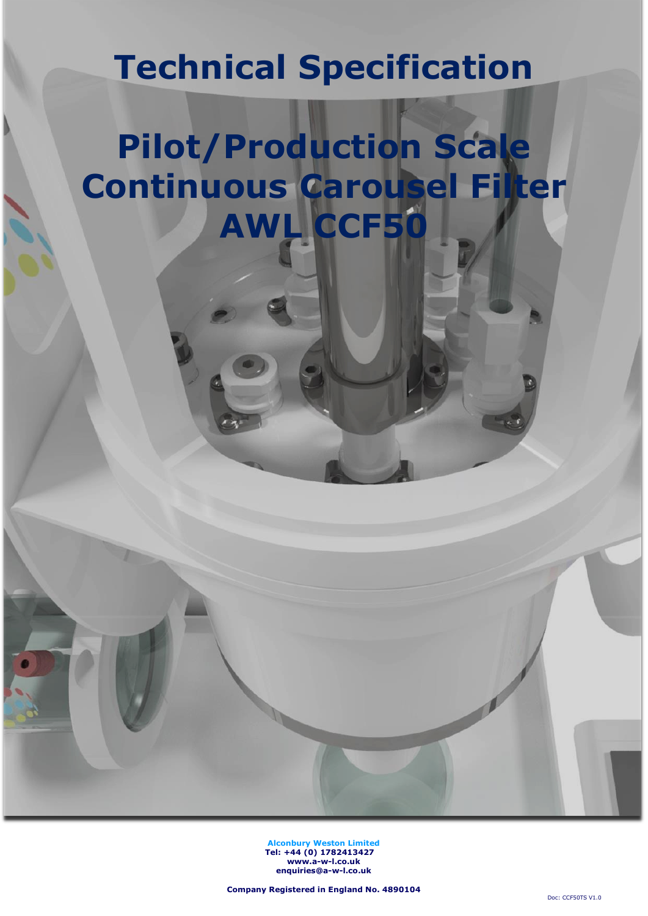# Technical Specification

# Pilot/Production Scale Continuous Carousel Filter AWL CCF50

**Alconbury Weston Limited**
**Tel: +44 (0) 1782413427**
**www.a-w-l.co.uk**
**enquiries@a-w-l.co.uk**

**Company Registered in England No. 4890104**

Doc: CCF50TS V1.0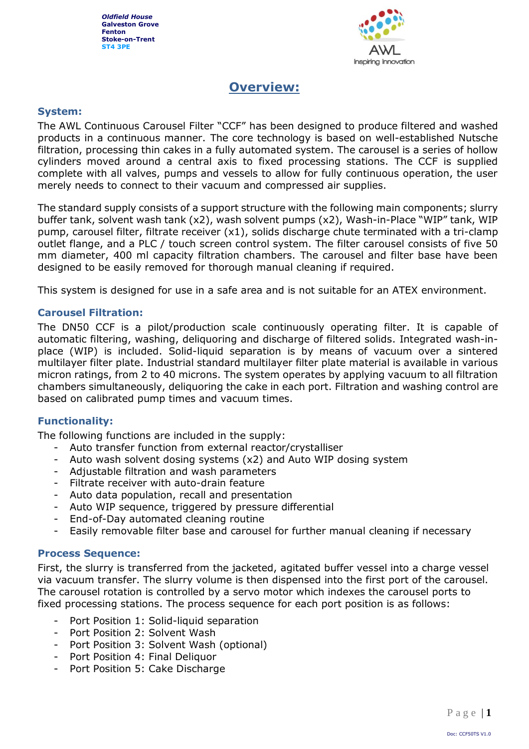Oldfield House
Galveston Grove
Fenton
Stoke-on-Trent
ST4 3PE

# Overview:

## System:

The AWL Continuous Carousel Filter "CCF" has been designed to produce filtered and washed products in a continuous manner. The core technology is based on well-established Nutsche filtration, processing thin cakes in a fully automated system. The carousel is a series of hollow cylinders moved around a central axis to fixed processing stations. The CCF is supplied complete with all valves, pumps and vessels to allow for fully continuous operation, the user merely needs to connect to their vacuum and compressed air supplies.

The standard supply consists of a support structure with the following main components; slurry buffer tank, solvent wash tank (x2), wash solvent pumps (x2), Wash-in-Place "WIP" tank, WIP pump, carousel filter, filtrate receiver (x1), solids discharge chute terminated with a tri-clamp outlet flange, and a PLC / touch screen control system. The filter carousel consists of five 50 mm diameter, 400 ml capacity filtration chambers. The carousel and filter base have been designed to be easily removed for thorough manual cleaning if required.

This system is designed for use in a safe area and is not suitable for an ATEX environment.

## Carousel Filtration:

The DN50 CCF is a pilot/production scale continuously operating filter. It is capable of automatic filtering, washing, deliquoring and discharge of filtered solids. Integrated wash-in-place (WIP) is included. Solid-liquid separation is by means of vacuum over a sintered multilayer filter plate. Industrial standard multilayer filter plate material is available in various micron ratings, from 2 to 40 microns. The system operates by applying vacuum to all filtration chambers simultaneously, deliquoring the cake in each port. Filtration and washing control are based on calibrated pump times and vacuum times.

## Functionality:

The following functions are included in the supply:

- Auto transfer function from external reactor/crystalliser
- Auto wash solvent dosing systems (x2) and Auto WIP dosing system
- Adjustable filtration and wash parameters
- Filtrate receiver with auto-drain feature
- Auto data population, recall and presentation
- Auto WIP sequence, triggered by pressure differential
- End-of-Day automated cleaning routine
- Easily removable filter base and carousel for further manual cleaning if necessary

## Process Sequence:

First, the slurry is transferred from the jacketed, agitated buffer vessel into a charge vessel via vacuum transfer. The slurry volume is then dispensed into the first port of the carousel. The carousel rotation is controlled by a servo motor which indexes the carousel ports to fixed processing stations. The process sequence for each port position is as follows:

- Port Position 1: Solid-liquid separation
- Port Position 2: Solvent Wash
- Port Position 3: Solvent Wash (optional)
- Port Position 4: Final Deliquor
- Port Position 5: Cake Discharge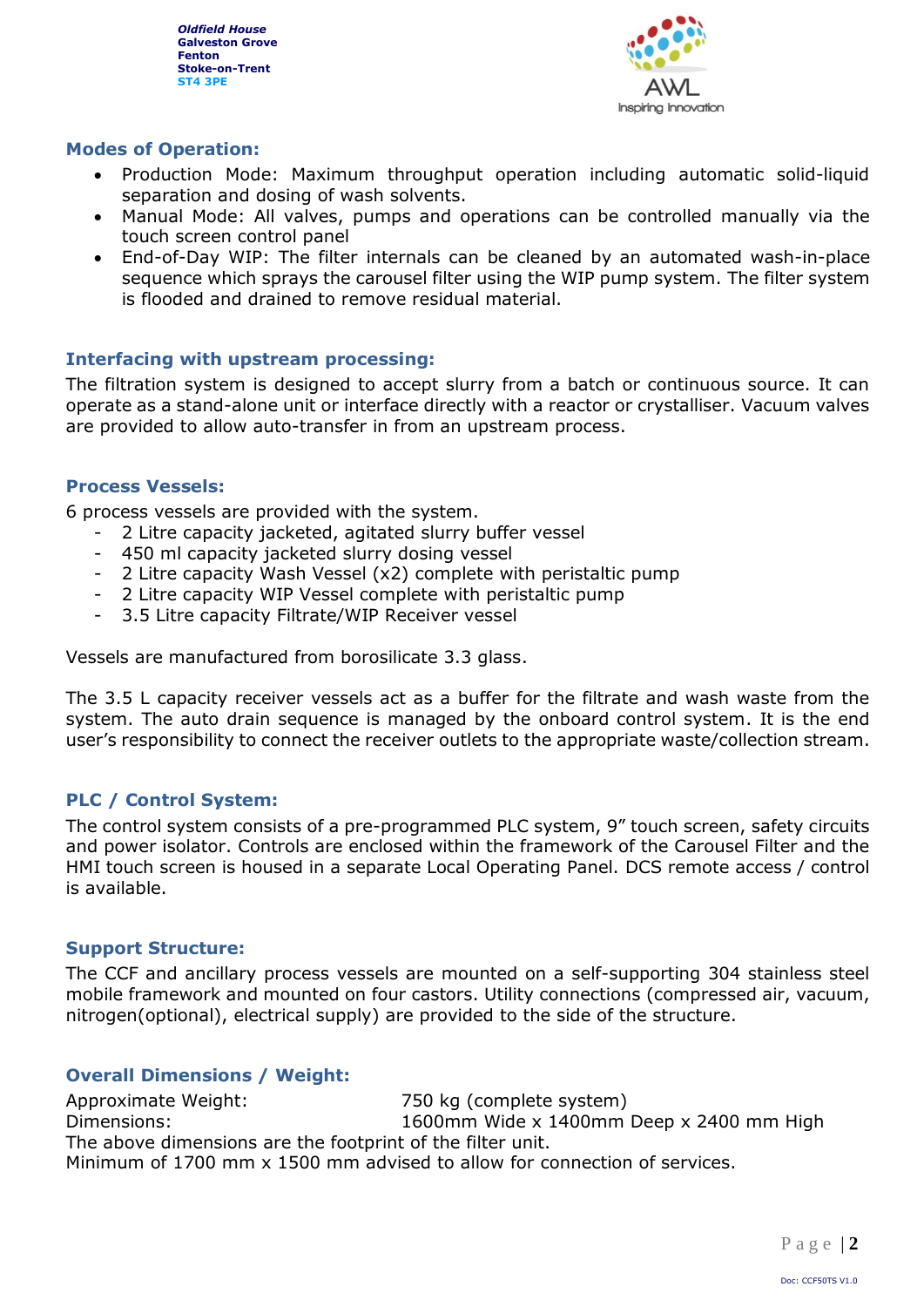## Modes of Operation:

- Production Mode: Maximum throughput operation including automatic solid-liquid separation and dosing of wash solvents.
- Manual Mode: All valves, pumps and operations can be controlled manually via the touch screen control panel
- End-of-Day WIP: The filter internals can be cleaned by an automated wash-in-place sequence which sprays the carousel filter using the WIP pump system. The filter system is flooded and drained to remove residual material.

## Interfacing with upstream processing:

The filtration system is designed to accept slurry from a batch or continuous source. It can operate as a stand-alone unit or interface directly with a reactor or crystalliser. Vacuum valves are provided to allow auto-transfer in from an upstream process.

## Process Vessels:

6 process vessels are provided with the system.

- 2 Litre capacity jacketed, agitated slurry buffer vessel
- 450 ml capacity jacketed slurry dosing vessel
- 2 Litre capacity Wash Vessel (x2) complete with peristaltic pump
- 2 Litre capacity WIP Vessel complete with peristaltic pump
- 3.5 Litre capacity Filtrate/WIP Receiver vessel

Vessels are manufactured from borosilicate 3.3 glass.

The 3.5 L capacity receiver vessels act as a buffer for the filtrate and wash waste from the system. The auto drain sequence is managed by the onboard control system. It is the end user's responsibility to connect the receiver outlets to the appropriate waste/collection stream.

## PLC / Control System:

The control system consists of a pre-programmed PLC system, 9" touch screen, safety circuits and power isolator. Controls are enclosed within the framework of the Carousel Filter and the HMI touch screen is housed in a separate Local Operating Panel. DCS remote access / control is available.

## Support Structure:

The CCF and ancillary process vessels are mounted on a self-supporting 304 stainless steel mobile framework and mounted on four castors. Utility connections (compressed air, vacuum, nitrogen(optional), electrical supply) are provided to the side of the structure.

## Overall Dimensions / Weight:

Approximate Weight: 750 kg (complete system)
Dimensions: 1600mm Wide x 1400mm Deep x 2400 mm High
The above dimensions are the footprint of the filter unit.
Minimum of 1700 mm x 1500 mm advised to allow for connection of services.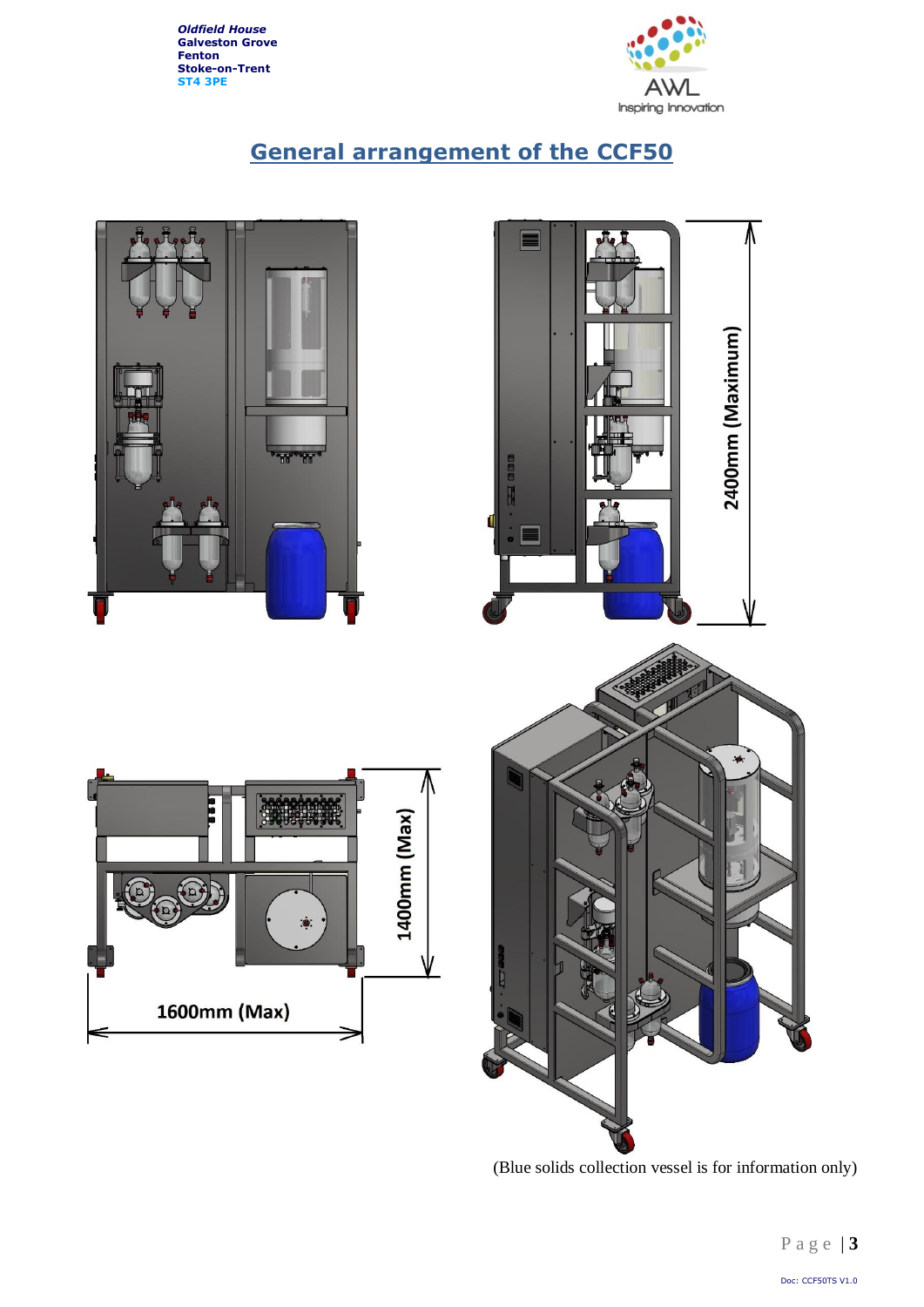Oldfield House
Galveston Grove
Fenton
Stoke-on-Trent
ST4 3PE

AWL
Inspiring Innovation

# General arrangement of the CCF50

2400mm (Maximum)

1400mm (Max)

1600mm (Max)

(Blue solids collection vessel is for information only)

Doc: CCF50TS V1.0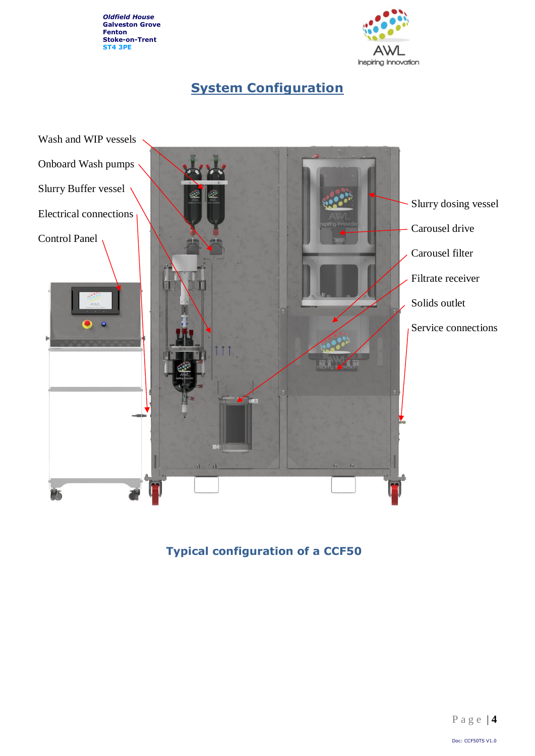# System Configuration

Wash and WIP vessels

Onboard Wash pumps

Slurry Buffer vessel

Electrical connections

Control Panel

Slurry dosing vessel

Carousel drive

Carousel filter

Filtrate receiver

Solids outlet

Service connections

**Typical configuration of a CCF50**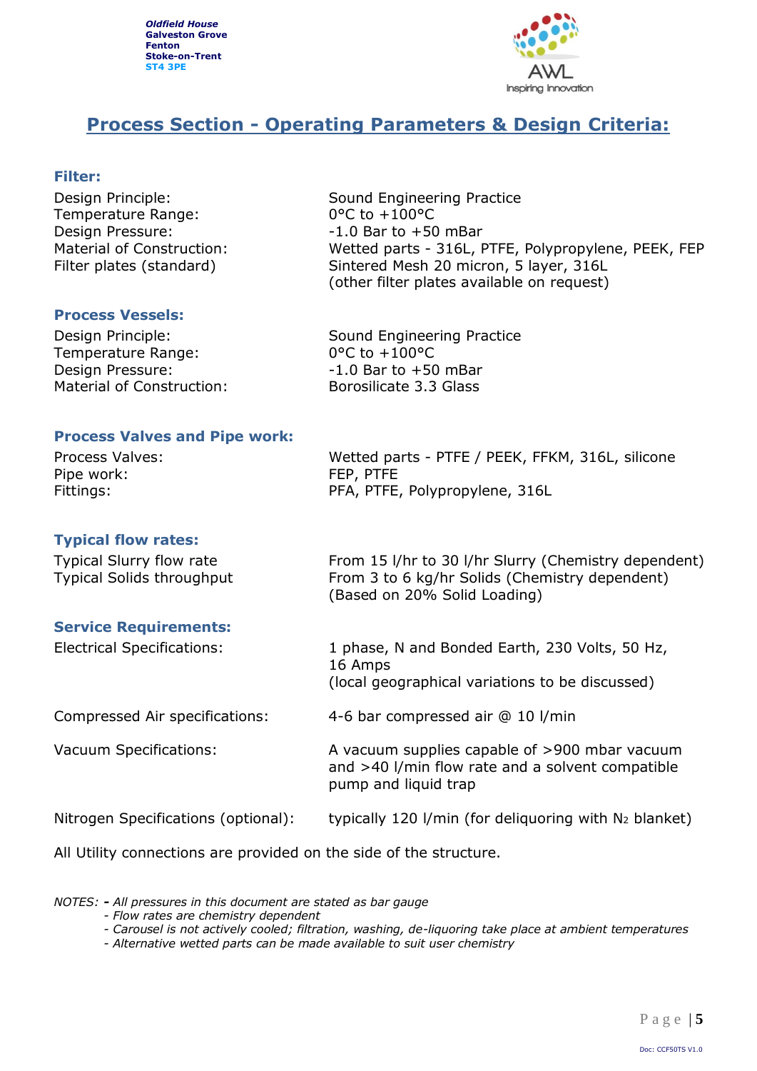**Oldfield House**
**Galveston Grove**
**Fenton**
**Stoke-on-Trent**
**ST4 3PE**

# Process Section - Operating Parameters & Design Criteria:

### Filter:

| | |
|---|---|
| Design Principle: | Sound Engineering Practice |
| Temperature Range: | 0°C to +100°C |
| Design Pressure: | -1.0 Bar to +50 mBar |
| Material of Construction: | Wetted parts - 316L, PTFE, Polypropylene, PEEK, FEP |
| Filter plates (standard) | Sintered Mesh 20 micron, 5 layer, 316L (other filter plates available on request) |

### Process Vessels:

| | |
|---|---|
| Design Principle: | Sound Engineering Practice |
| Temperature Range: | 0°C to +100°C |
| Design Pressure: | -1.0 Bar to +50 mBar |
| Material of Construction: | Borosilicate 3.3 Glass |

### Process Valves and Pipe work:

| | |
|---|---|
| Process Valves: | Wetted parts - PTFE / PEEK, FFKM, 316L, silicone |
| Pipe work: | FEP, PTFE |
| Fittings: | PFA, PTFE, Polypropylene, 316L |

### Typical flow rates:

| | |
|---|---|
| Typical Slurry flow rate | From 15 l/hr to 30 l/hr Slurry (Chemistry dependent) |
| Typical Solids throughput | From 3 to 6 kg/hr Solids (Chemistry dependent) (Based on 20% Solid Loading) |

### Service Requirements:

| | |
|---|---|
| Electrical Specifications: | 1 phase, N and Bonded Earth, 230 Volts, 50 Hz, 16 Amps (local geographical variations to be discussed) |
| Compressed Air specifications: | 4-6 bar compressed air @ 10 l/min |
| Vacuum Specifications: | A vacuum supplies capable of >900 mbar vacuum and >40 l/min flow rate and a solvent compatible pump and liquid trap |
| Nitrogen Specifications (optional): | typically 120 l/min (for deliquoring with $N_2$ blanket) |

All Utility connections are provided on the side of the structure.

*NOTES:* **-** *All pressures in this document are stated as bar gauge*
*- Flow rates are chemistry dependent*
*- Carousel is not actively cooled; filtration, washing, de-liquoring take place at ambient temperatures*
*- Alternative wetted parts can be made available to suit user chemistry*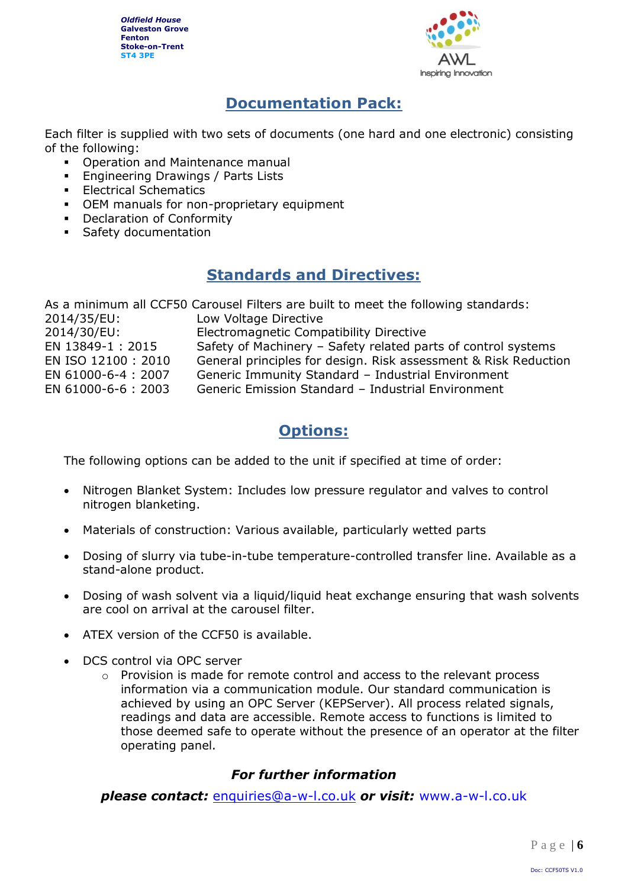**_Oldfield House_**
**Galveston Grove**
**Fenton**
**Stoke-on-Trent**
**ST4 3PE**

AWL
Inspiring Innovation

## Documentation Pack:

Each filter is supplied with two sets of documents (one hard and one electronic) consisting of the following:

- Operation and Maintenance manual
- Engineering Drawings / Parts Lists
- Electrical Schematics
- OEM manuals for non-proprietary equipment
- Declaration of Conformity
- Safety documentation

## Standards and Directives:

As a minimum all CCF50 Carousel Filters are built to meet the following standards:

| | |
|---|---|
| 2014/35/EU: | Low Voltage Directive |
| 2014/30/EU: | Electromagnetic Compatibility Directive |
| EN 13849-1 : 2015 | Safety of Machinery – Safety related parts of control systems |
| EN ISO 12100 : 2010 | General principles for design. Risk assessment & Risk Reduction |
| EN 61000-6-4 : 2007 | Generic Immunity Standard – Industrial Environment |
| EN 61000-6-6 : 2003 | Generic Emission Standard – Industrial Environment |

## Options:

The following options can be added to the unit if specified at time of order:

- Nitrogen Blanket System: Includes low pressure regulator and valves to control nitrogen blanketing.
- Materials of construction: Various available, particularly wetted parts
- Dosing of slurry via tube-in-tube temperature-controlled transfer line. Available as a stand-alone product.
- Dosing of wash solvent via a liquid/liquid heat exchange ensuring that wash solvents are cool on arrival at the carousel filter.
- ATEX version of the CCF50 is available.
- DCS control via OPC server
  - Provision is made for remote control and access to the relevant process information via a communication module. Our standard communication is achieved by using an OPC Server (KEPServer). All process related signals, readings and data are accessible. Remote access to functions is limited to those deemed safe to operate without the presence of an operator at the filter operating panel.

***For further information***

***please contact:*** enquiries@a-w-l.co.uk ***or visit:*** www.a-w-l.co.uk

Doc: CCF50TS V1.0